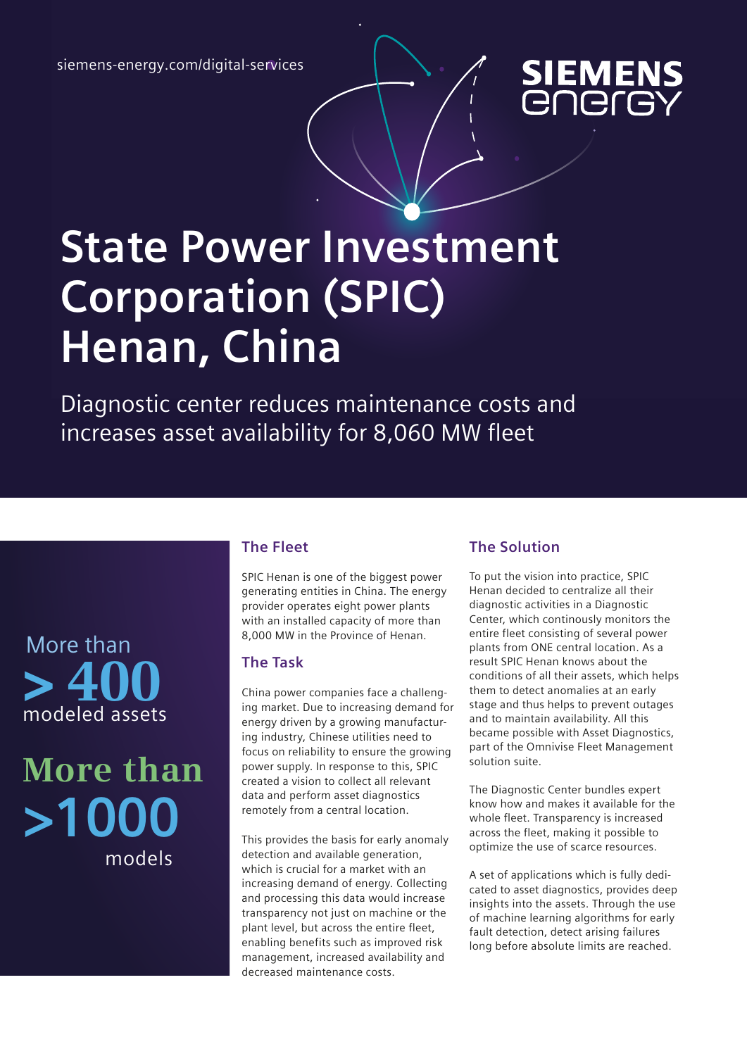siemens-energy.com/digital-services

SIEMENS energy

# State Power Investment Corporation (SPIC) Henan, China

Diagnostic center reduces maintenance costs and increases asset availability for 8,060 MW fleet

More than
**> 400**
modeled assets

**More than**
**>1000**
models

## The Fleet

SPIC Henan is one of the biggest power generating entities in China. The energy provider operates eight power plants with an installed capacity of more than 8,000 MW in the Province of Henan.

## The Task

China power companies face a challenging market. Due to increasing demand for energy driven by a growing manufacturing industry, Chinese utilities need to focus on reliability to ensure the growing power supply. In response to this, SPIC created a vision to collect all relevant data and perform asset diagnostics remotely from a central location.

This provides the basis for early anomaly detection and available generation, which is crucial for a market with an increasing demand of energy. Collecting and processing this data would increase transparency not just on machine or the plant level, but across the entire fleet, enabling benefits such as improved risk management, increased availability and decreased maintenance costs.

## The Solution

To put the vision into practice, SPIC Henan decided to centralize all their diagnostic activities in a Diagnostic Center, which continously monitors the entire fleet consisting of several power plants from ONE central location. As a result SPIC Henan knows about the conditions of all their assets, which helps them to detect anomalies at an early stage and thus helps to prevent outages and to maintain availability. All this became possible with Asset Diagnostics, part of the Omnivise Fleet Management solution suite.

The Diagnostic Center bundles expert know how and makes it available for the whole fleet. Transparency is increased across the fleet, making it possible to optimize the use of scarce resources.

A set of applications which is fully dedicated to asset diagnostics, provides deep insights into the assets. Through the use of machine learning algorithms for early fault detection, detect arising failures long before absolute limits are reached.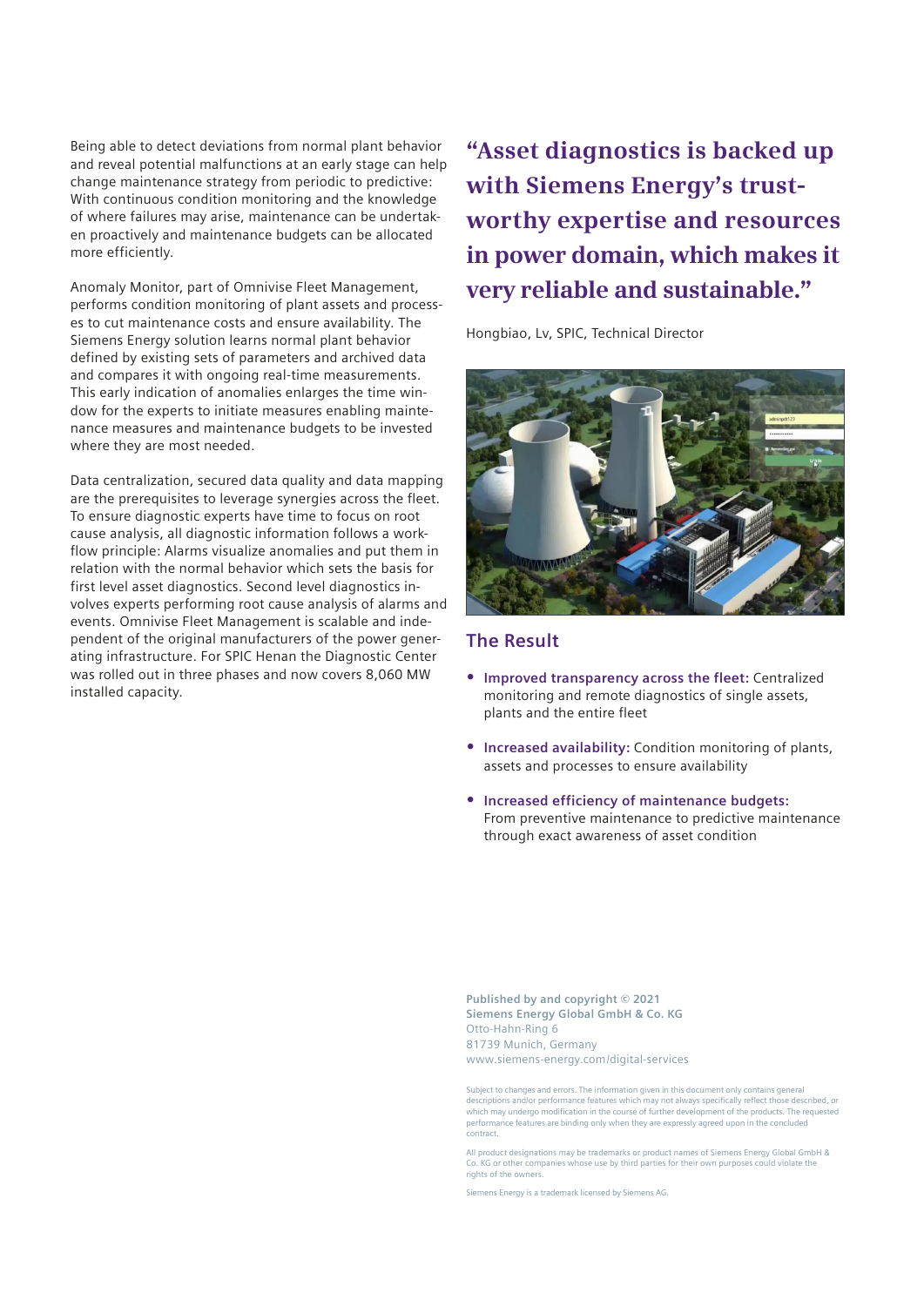Being able to detect deviations from normal plant behavior and reveal potential malfunctions at an early stage can help change maintenance strategy from periodic to predictive: With continuous condition monitoring and the knowledge of where failures may arise, maintenance can be undertaken proactively and maintenance budgets can be allocated more efficiently.

Anomaly Monitor, part of Omnivise Fleet Management, performs condition monitoring of plant assets and processes to cut maintenance costs and ensure availability. The Siemens Energy solution learns normal plant behavior defined by existing sets of parameters and archived data and compares it with ongoing real-time measurements. This early indication of anomalies enlarges the time window for the experts to initiate measures enabling maintenance measures and maintenance budgets to be invested where they are most needed.

Data centralization, secured data quality and data mapping are the prerequisites to leverage synergies across the fleet. To ensure diagnostic experts have time to focus on root cause analysis, all diagnostic information follows a workflow principle: Alarms visualize anomalies and put them in relation with the normal behavior which sets the basis for first level asset diagnostics. Second level diagnostics involves experts performing root cause analysis of alarms and events. Omnivise Fleet Management is scalable and independent of the original manufacturers of the power generating infrastructure. For SPIC Henan the Diagnostic Center was rolled out in three phases and now covers 8,060 MW installed capacity.

**"Asset diagnostics is backed up with Siemens Energy's trustworthy expertise and resources in power domain, which makes it very reliable and sustainable."**

Hongbiao, Lv, SPIC, Technical Director

## The Result

- **Improved transparency across the fleet:** Centralized monitoring and remote diagnostics of single assets, plants and the entire fleet
- **Increased availability:** Condition monitoring of plants, assets and processes to ensure availability
- **Increased efficiency of maintenance budgets:** From preventive maintenance to predictive maintenance through exact awareness of asset condition

**Published by and copyright © 2021**
**Siemens Energy Global GmbH & Co. KG**
Otto-Hahn-Ring 6
81739 Munich, Germany
www.siemens-energy.com/digital-services

Subject to changes and errors. The information given in this document only contains general descriptions and/or performance features which may not always specifically reflect those described, or which may undergo modification in the course of further development of the products. The requested performance features are binding only when they are expressly agreed upon in the concluded contract.

All product designations may be trademarks or product names of Siemens Energy Global GmbH & Co. KG or other companies whose use by third parties for their own purposes could violate the rights of the owners.

Siemens Energy is a trademark licensed by Siemens AG.